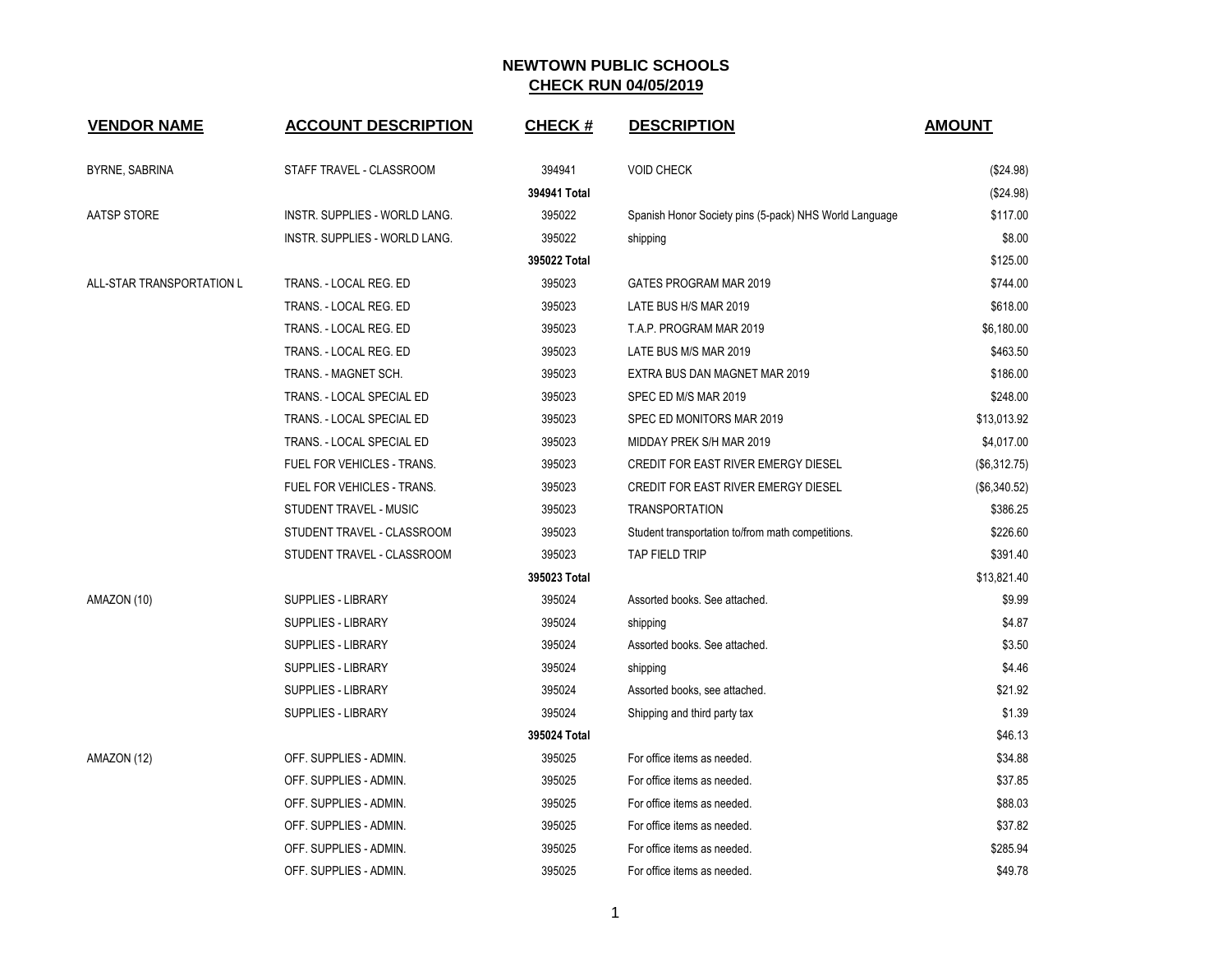# NEWTOWN PUBLIC SCHOOLS

## CHECK RUN 04/05/2019

| VENDOR NAME | ACCOUNT DESCRIPTION | CHECK # | DESCRIPTION | AMOUNT |
|---|---|---|---|---|
| BYRNE, SABRINA | STAFF TRAVEL - CLASSROOM | 394941 | VOID CHECK | ($24.98) |
| | | 394941 Total | | ($24.98) |
| AATSP STORE | INSTR. SUPPLIES - WORLD LANG. | 395022 | Spanish Honor Society pins (5-pack) NHS World Language | $117.00 |
| | INSTR. SUPPLIES - WORLD LANG. | 395022 | shipping | $8.00 |
| | | 395022 Total | | $125.00 |
| ALL-STAR TRANSPORTATION L | TRANS. - LOCAL REG. ED | 395023 | GATES PROGRAM MAR 2019 | $744.00 |
| | TRANS. - LOCAL REG. ED | 395023 | LATE BUS H/S MAR 2019 | $618.00 |
| | TRANS. - LOCAL REG. ED | 395023 | T.A.P. PROGRAM MAR 2019 | $6,180.00 |
| | TRANS. - LOCAL REG. ED | 395023 | LATE BUS M/S MAR 2019 | $463.50 |
| | TRANS. - MAGNET SCH. | 395023 | EXTRA BUS DAN MAGNET MAR 2019 | $186.00 |
| | TRANS. - LOCAL SPECIAL ED | 395023 | SPEC ED M/S MAR 2019 | $248.00 |
| | TRANS. - LOCAL SPECIAL ED | 395023 | SPEC ED MONITORS MAR 2019 | $13,013.92 |
| | TRANS. - LOCAL SPECIAL ED | 395023 | MIDDAY PREK S/H MAR 2019 | $4,017.00 |
| | FUEL FOR VEHICLES - TRANS. | 395023 | CREDIT FOR EAST RIVER EMERGY DIESEL | ($6,312.75) |
| | FUEL FOR VEHICLES - TRANS. | 395023 | CREDIT FOR EAST RIVER EMERGY DIESEL | ($6,340.52) |
| | STUDENT TRAVEL - MUSIC | 395023 | TRANSPORTATION | $386.25 |
| | STUDENT TRAVEL - CLASSROOM | 395023 | Student transportation to/from math competitions. | $226.60 |
| | STUDENT TRAVEL - CLASSROOM | 395023 | TAP FIELD TRIP | $391.40 |
| | | 395023 Total | | $13,821.40 |
| AMAZON (10) | SUPPLIES - LIBRARY | 395024 | Assorted books. See attached. | $9.99 |
| | SUPPLIES - LIBRARY | 395024 | shipping | $4.87 |
| | SUPPLIES - LIBRARY | 395024 | Assorted books. See attached. | $3.50 |
| | SUPPLIES - LIBRARY | 395024 | shipping | $4.46 |
| | SUPPLIES - LIBRARY | 395024 | Assorted books, see attached. | $21.92 |
| | SUPPLIES - LIBRARY | 395024 | Shipping and third party tax | $1.39 |
| | | 395024 Total | | $46.13 |
| AMAZON (12) | OFF. SUPPLIES - ADMIN. | 395025 | For office items as needed. | $34.88 |
| | OFF. SUPPLIES - ADMIN. | 395025 | For office items as needed. | $37.85 |
| | OFF. SUPPLIES - ADMIN. | 395025 | For office items as needed. | $88.03 |
| | OFF. SUPPLIES - ADMIN. | 395025 | For office items as needed. | $37.82 |
| | OFF. SUPPLIES - ADMIN. | 395025 | For office items as needed. | $285.94 |
| | OFF. SUPPLIES - ADMIN. | 395025 | For office items as needed. | $49.78 |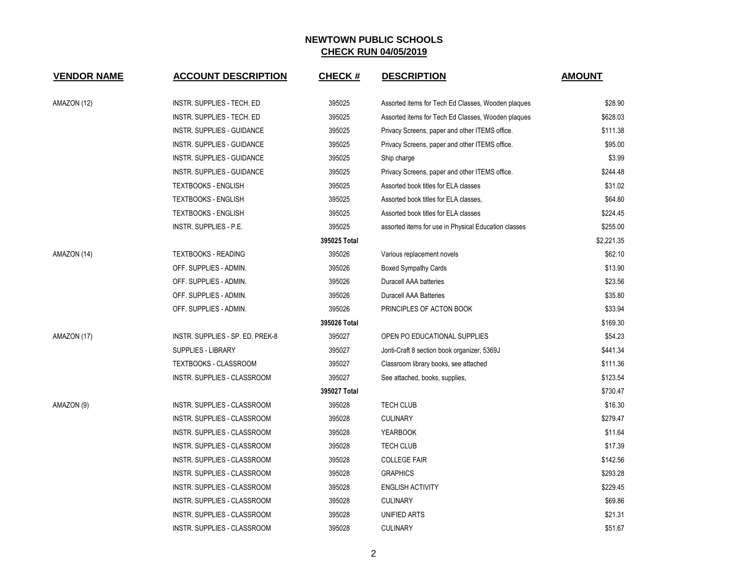**NEWTOWN PUBLIC SCHOOLS**

**CHECK RUN 04/05/2019**

| VENDOR NAME | ACCOUNT DESCRIPTION | CHECK # | DESCRIPTION | AMOUNT |
|---|---|---|---|---|
| AMAZON (12) | INSTR. SUPPLIES - TECH. ED | 395025 | Assorted items for Tech Ed Classes, Wooden plaques | $28.90 |
| | INSTR. SUPPLIES - TECH. ED | 395025 | Assorted items for Tech Ed Classes, Wooden plaques | $628.03 |
| | INSTR. SUPPLIES - GUIDANCE | 395025 | Privacy Screens, paper and other ITEMS office. | $111.38 |
| | INSTR. SUPPLIES - GUIDANCE | 395025 | Privacy Screens, paper and other ITEMS office. | $95.00 |
| | INSTR. SUPPLIES - GUIDANCE | 395025 | Ship charge | $3.99 |
| | INSTR. SUPPLIES - GUIDANCE | 395025 | Privacy Screens, paper and other ITEMS office. | $244.48 |
| | TEXTBOOKS - ENGLISH | 395025 | Assorted book titles for ELA classes | $31.02 |
| | TEXTBOOKS - ENGLISH | 395025 | Assorted book titles for ELA classes, | $64.80 |
| | TEXTBOOKS - ENGLISH | 395025 | Assorted book titles for ELA classes | $224.45 |
| | INSTR. SUPPLIES - P.E. | 395025 | assorted items for use in Physical Education classes | $255.00 |
| | | **395025 Total** | | $2,221.35 |
| AMAZON (14) | TEXTBOOKS - READING | 395026 | Various replacement novels | $62.10 |
| | OFF. SUPPLIES - ADMIN. | 395026 | Boxed Sympathy Cards | $13.90 |
| | OFF. SUPPLIES - ADMIN. | 395026 | Duracell AAA batteries | $23.56 |
| | OFF. SUPPLIES - ADMIN. | 395026 | Duracell AAA Batteries | $35.80 |
| | OFF. SUPPLIES - ADMIN. | 395026 | PRINCIPLES OF ACTON BOOK | $33.94 |
| | | **395026 Total** | | $169.30 |
| AMAZON (17) | INSTR. SUPPLIES - SP. ED. PREK-8 | 395027 | OPEN PO EDUCATIONAL SUPPLIES | $54.23 |
| | SUPPLIES - LIBRARY | 395027 | Jonti-Craft 8 section book organizer, 5369J | $441.34 |
| | TEXTBOOKS - CLASSROOM | 395027 | Classroom library books, see attached | $111.36 |
| | INSTR. SUPPLIES - CLASSROOM | 395027 | See attached, books, supplies, | $123.54 |
| | | **395027 Total** | | $730.47 |
| AMAZON (9) | INSTR. SUPPLIES - CLASSROOM | 395028 | TECH CLUB | $16.30 |
| | INSTR. SUPPLIES - CLASSROOM | 395028 | CULINARY | $279.47 |
| | INSTR. SUPPLIES - CLASSROOM | 395028 | YEARBOOK | $11.64 |
| | INSTR. SUPPLIES - CLASSROOM | 395028 | TECH CLUB | $17.39 |
| | INSTR. SUPPLIES - CLASSROOM | 395028 | COLLEGE FAIR | $142.56 |
| | INSTR. SUPPLIES - CLASSROOM | 395028 | GRAPHICS | $293.28 |
| | INSTR. SUPPLIES - CLASSROOM | 395028 | ENGLISH ACTIVITY | $229.45 |
| | INSTR. SUPPLIES - CLASSROOM | 395028 | CULINARY | $69.86 |
| | INSTR. SUPPLIES - CLASSROOM | 395028 | UNIFIED ARTS | $21.31 |
| | INSTR. SUPPLIES - CLASSROOM | 395028 | CULINARY | $51.67 |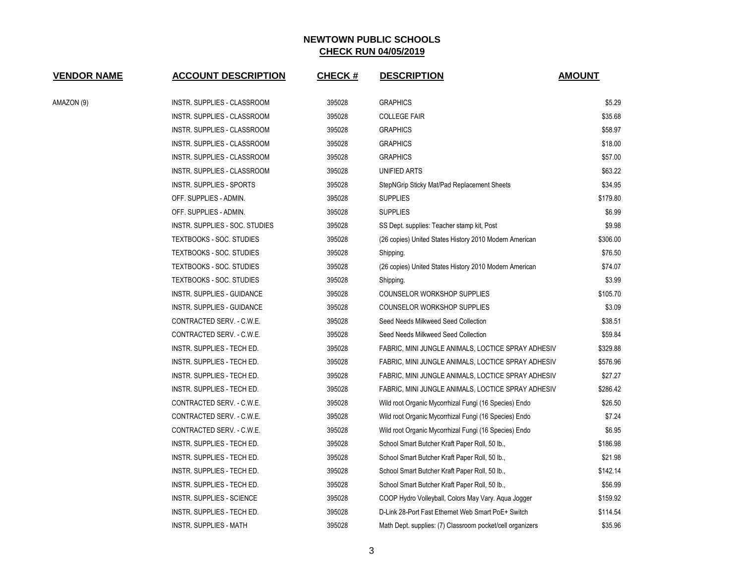# NEWTOWN PUBLIC SCHOOLS

## CHECK RUN 04/05/2019

| VENDOR NAME | ACCOUNT DESCRIPTION | CHECK # | DESCRIPTION | AMOUNT |
|---|---|---|---|---|
| AMAZON (9) | INSTR. SUPPLIES - CLASSROOM | 395028 | GRAPHICS | $5.29 |
| | INSTR. SUPPLIES - CLASSROOM | 395028 | COLLEGE FAIR | $35.68 |
| | INSTR. SUPPLIES - CLASSROOM | 395028 | GRAPHICS | $58.97 |
| | INSTR. SUPPLIES - CLASSROOM | 395028 | GRAPHICS | $18.00 |
| | INSTR. SUPPLIES - CLASSROOM | 395028 | GRAPHICS | $57.00 |
| | INSTR. SUPPLIES - CLASSROOM | 395028 | UNIFIED ARTS | $63.22 |
| | INSTR. SUPPLIES - SPORTS | 395028 | StepNGrip Sticky Mat/Pad Replacement Sheets | $34.95 |
| | OFF. SUPPLIES - ADMIN. | 395028 | SUPPLIES | $179.80 |
| | OFF. SUPPLIES - ADMIN. | 395028 | SUPPLIES | $6.99 |
| | INSTR. SUPPLIES - SOC. STUDIES | 395028 | SS Dept. supplies: Teacher stamp kit, Post | $9.98 |
| | TEXTBOOKS - SOC. STUDIES | 395028 | (26 copies) United States History 2010 Modern American | $306.00 |
| | TEXTBOOKS - SOC. STUDIES | 395028 | Shipping. | $76.50 |
| | TEXTBOOKS - SOC. STUDIES | 395028 | (26 copies) United States History 2010 Modern American | $74.07 |
| | TEXTBOOKS - SOC. STUDIES | 395028 | Shipping. | $3.99 |
| | INSTR. SUPPLIES - GUIDANCE | 395028 | COUNSELOR WORKSHOP SUPPLIES | $105.70 |
| | INSTR. SUPPLIES - GUIDANCE | 395028 | COUNSELOR WORKSHOP SUPPLIES | $3.09 |
| | CONTRACTED SERV. - C.W.E. | 395028 | Seed Needs Milkweed Seed Collection | $38.51 |
| | CONTRACTED SERV. - C.W.E. | 395028 | Seed Needs Milkweed Seed Collection | $59.84 |
| | INSTR. SUPPLIES - TECH ED. | 395028 | FABRIC, MINI JUNGLE ANIMALS, LOCTICE SPRAY ADHESIV | $329.88 |
| | INSTR. SUPPLIES - TECH ED. | 395028 | FABRIC, MINI JUNGLE ANIMALS, LOCTICE SPRAY ADHESIV | $576.96 |
| | INSTR. SUPPLIES - TECH ED. | 395028 | FABRIC, MINI JUNGLE ANIMALS, LOCTICE SPRAY ADHESIV | $27.27 |
| | INSTR. SUPPLIES - TECH ED. | 395028 | FABRIC, MINI JUNGLE ANIMALS, LOCTICE SPRAY ADHESIV | $286.42 |
| | CONTRACTED SERV. - C.W.E. | 395028 | Wild root Organic Mycorrhizal Fungi (16 Species) Endo | $26.50 |
| | CONTRACTED SERV. - C.W.E. | 395028 | Wild root Organic Mycorrhizal Fungi (16 Species) Endo | $7.24 |
| | CONTRACTED SERV. - C.W.E. | 395028 | Wild root Organic Mycorrhizal Fungi (16 Species) Endo | $6.95 |
| | INSTR. SUPPLIES - TECH ED. | 395028 | School Smart Butcher Kraft Paper Roll, 50 lb., | $186.98 |
| | INSTR. SUPPLIES - TECH ED. | 395028 | School Smart Butcher Kraft Paper Roll, 50 lb., | $21.98 |
| | INSTR. SUPPLIES - TECH ED. | 395028 | School Smart Butcher Kraft Paper Roll, 50 lb., | $142.14 |
| | INSTR. SUPPLIES - TECH ED. | 395028 | School Smart Butcher Kraft Paper Roll, 50 lb., | $56.99 |
| | INSTR. SUPPLIES - SCIENCE | 395028 | COOP Hydro Volleyball, Colors May Vary. Aqua Jogger | $159.92 |
| | INSTR. SUPPLIES - TECH ED. | 395028 | D-Link 28-Port Fast Ethernet Web Smart PoE+ Switch | $114.54 |
| | INSTR. SUPPLIES - MATH | 395028 | Math Dept. supplies: (7) Classroom pocket/cell organizers | $35.96 |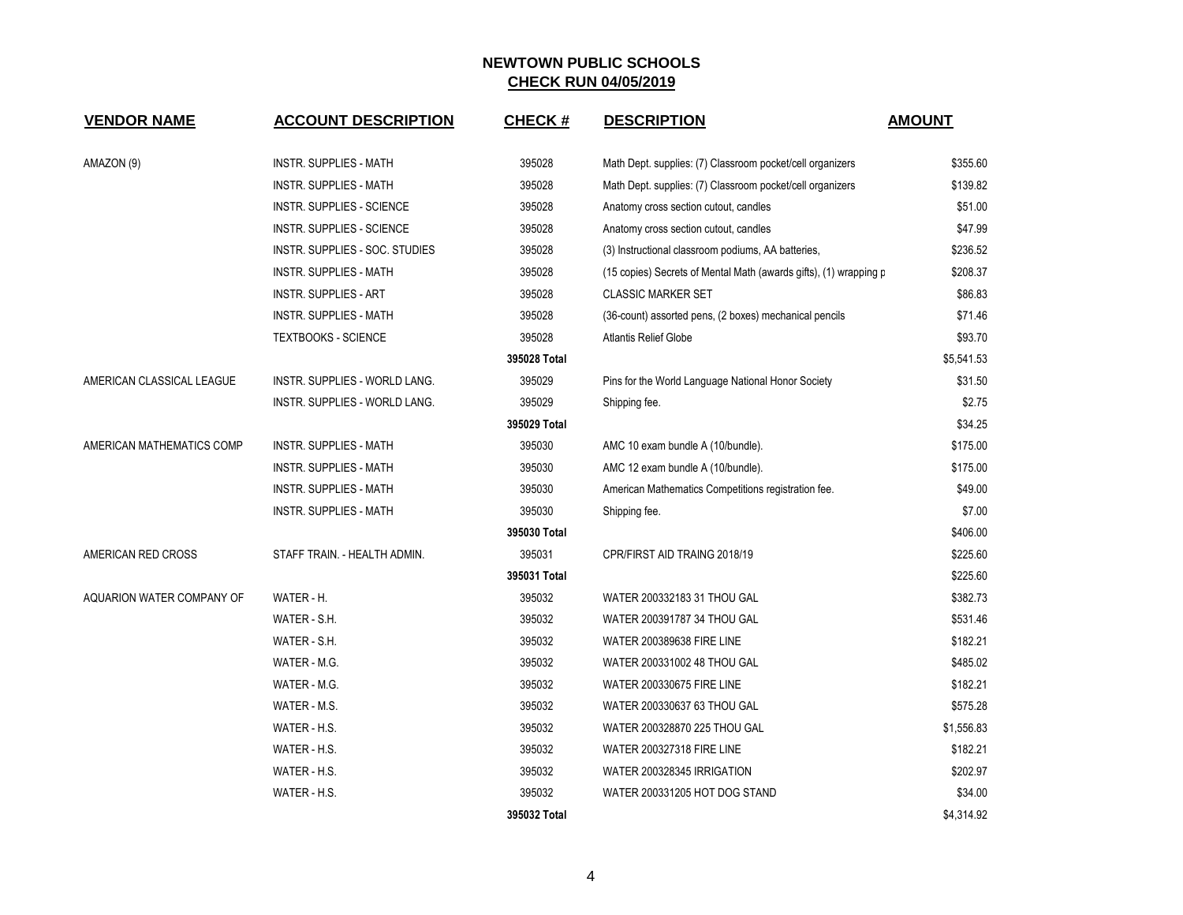# NEWTOWN PUBLIC SCHOOLS
## CHECK RUN 04/05/2019

| VENDOR NAME | ACCOUNT DESCRIPTION | CHECK # | DESCRIPTION | AMOUNT |
|---|---|---|---|---|
| AMAZON (9) | INSTR. SUPPLIES - MATH | 395028 | Math Dept. supplies: (7) Classroom pocket/cell organizers | $355.60 |
| | INSTR. SUPPLIES - MATH | 395028 | Math Dept. supplies: (7) Classroom pocket/cell organizers | $139.82 |
| | INSTR. SUPPLIES - SCIENCE | 395028 | Anatomy cross section cutout, candles | $51.00 |
| | INSTR. SUPPLIES - SCIENCE | 395028 | Anatomy cross section cutout, candles | $47.99 |
| | INSTR. SUPPLIES - SOC. STUDIES | 395028 | (3) Instructional classroom podiums, AA batteries, | $236.52 |
| | INSTR. SUPPLIES - MATH | 395028 | (15 copies) Secrets of Mental Math (awards gifts), (1) wrapping p | $208.37 |
| | INSTR. SUPPLIES - ART | 395028 | CLASSIC MARKER SET | $86.83 |
| | INSTR. SUPPLIES - MATH | 395028 | (36-count) assorted pens, (2 boxes) mechanical pencils | $71.46 |
| | TEXTBOOKS - SCIENCE | 395028 | Atlantis Relief Globe | $93.70 |
| | | **395028 Total** | | $5,541.53 |
| AMERICAN CLASSICAL LEAGUE | INSTR. SUPPLIES - WORLD LANG. | 395029 | Pins for the World Language National Honor Society | $31.50 |
| | INSTR. SUPPLIES - WORLD LANG. | 395029 | Shipping fee. | $2.75 |
| | | **395029 Total** | | $34.25 |
| AMERICAN MATHEMATICS COMP | INSTR. SUPPLIES - MATH | 395030 | AMC 10 exam bundle A (10/bundle). | $175.00 |
| | INSTR. SUPPLIES - MATH | 395030 | AMC 12 exam bundle A (10/bundle). | $175.00 |
| | INSTR. SUPPLIES - MATH | 395030 | American Mathematics Competitions registration fee. | $49.00 |
| | INSTR. SUPPLIES - MATH | 395030 | Shipping fee. | $7.00 |
| | | **395030 Total** | | $406.00 |
| AMERICAN RED CROSS | STAFF TRAIN. - HEALTH ADMIN. | 395031 | CPR/FIRST AID TRAING 2018/19 | $225.60 |
| | | **395031 Total** | | $225.60 |
| AQUARION WATER COMPANY OF | WATER - H. | 395032 | WATER 200332183 31 THOU GAL | $382.73 |
| | WATER - S.H. | 395032 | WATER 200391787 34 THOU GAL | $531.46 |
| | WATER - S.H. | 395032 | WATER 200389638 FIRE LINE | $182.21 |
| | WATER - M.G. | 395032 | WATER 200331002 48 THOU GAL | $485.02 |
| | WATER - M.G. | 395032 | WATER 200330675 FIRE LINE | $182.21 |
| | WATER - M.S. | 395032 | WATER 200330637 63 THOU GAL | $575.28 |
| | WATER - H.S. | 395032 | WATER 200328870 225 THOU GAL | $1,556.83 |
| | WATER - H.S. | 395032 | WATER 200327318 FIRE LINE | $182.21 |
| | WATER - H.S. | 395032 | WATER 200328345 IRRIGATION | $202.97 |
| | WATER - H.S. | 395032 | WATER 200331205 HOT DOG STAND | $34.00 |
| | | **395032 Total** | | $4,314.92 |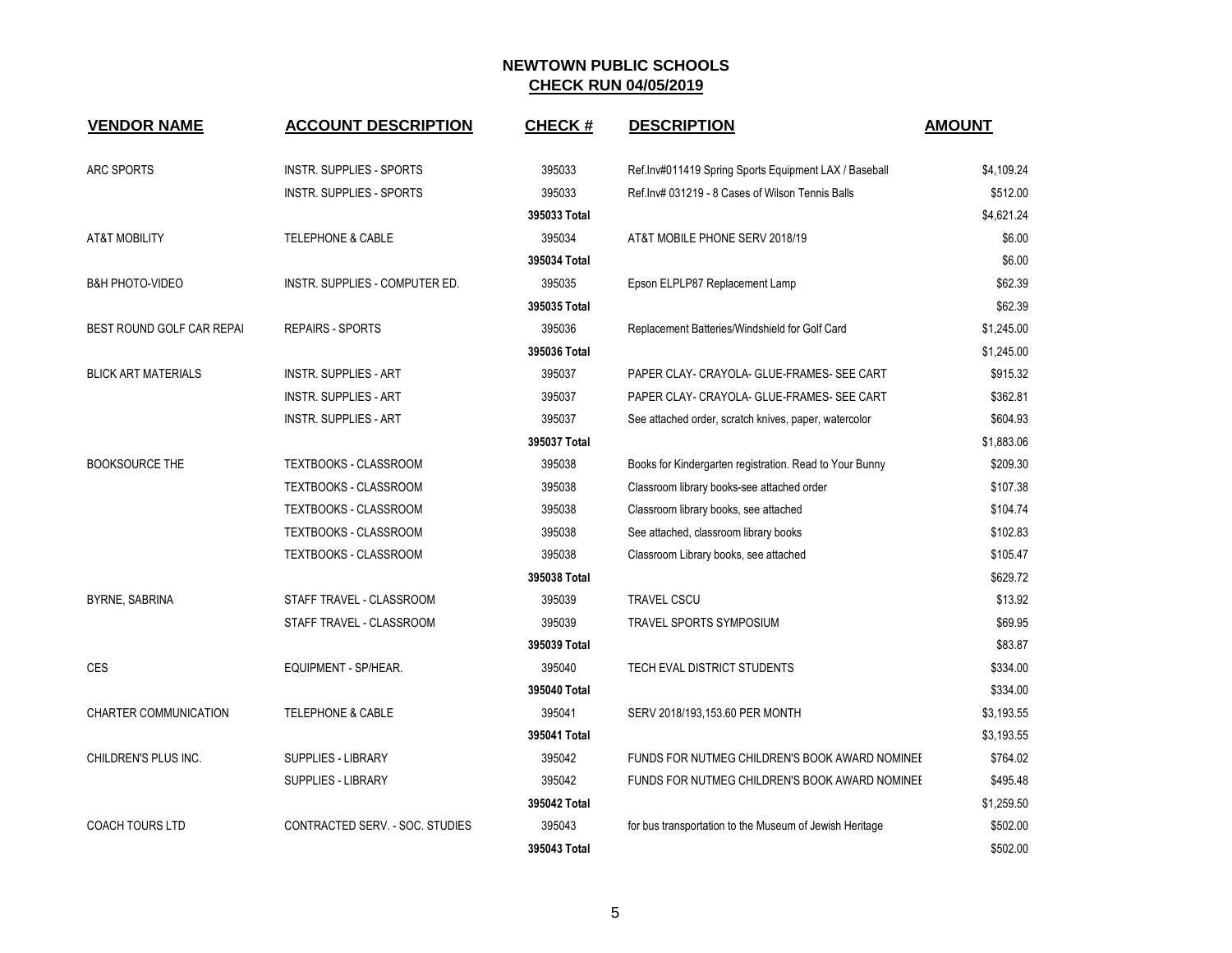# NEWTOWN PUBLIC SCHOOLS

## CHECK RUN 04/05/2019

| VENDOR NAME | ACCOUNT DESCRIPTION | CHECK # | DESCRIPTION | AMOUNT |
|---|---|---|---|---|
| ARC SPORTS | INSTR. SUPPLIES - SPORTS | 395033 | Ref.Inv#011419 Spring Sports Equipment LAX / Baseball | $4,109.24 |
| | INSTR. SUPPLIES - SPORTS | 395033 | Ref.Inv# 031219 - 8 Cases of Wilson Tennis Balls | $512.00 |
| | | 395033 Total | | $4,621.24 |
| AT&T MOBILITY | TELEPHONE & CABLE | 395034 | AT&T MOBILE PHONE SERV 2018/19 | $6.00 |
| | | 395034 Total | | $6.00 |
| B&H PHOTO-VIDEO | INSTR. SUPPLIES - COMPUTER ED. | 395035 | Epson ELPLP87 Replacement Lamp | $62.39 |
| | | 395035 Total | | $62.39 |
| BEST ROUND GOLF CAR REPAI | REPAIRS - SPORTS | 395036 | Replacement Batteries/Windshield for Golf Card | $1,245.00 |
| | | 395036 Total | | $1,245.00 |
| BLICK ART MATERIALS | INSTR. SUPPLIES - ART | 395037 | PAPER CLAY- CRAYOLA- GLUE-FRAMES- SEE CART | $915.32 |
| | INSTR. SUPPLIES - ART | 395037 | PAPER CLAY- CRAYOLA- GLUE-FRAMES- SEE CART | $362.81 |
| | INSTR. SUPPLIES - ART | 395037 | See attached order, scratch knives, paper, watercolor | $604.93 |
| | | 395037 Total | | $1,883.06 |
| BOOKSOURCE THE | TEXTBOOKS - CLASSROOM | 395038 | Books for Kindergarten registration. Read to Your Bunny | $209.30 |
| | TEXTBOOKS - CLASSROOM | 395038 | Classroom library books-see attached order | $107.38 |
| | TEXTBOOKS - CLASSROOM | 395038 | Classroom library books, see attached | $104.74 |
| | TEXTBOOKS - CLASSROOM | 395038 | See attached, classroom library books | $102.83 |
| | TEXTBOOKS - CLASSROOM | 395038 | Classroom Library books, see attached | $105.47 |
| | | 395038 Total | | $629.72 |
| BYRNE, SABRINA | STAFF TRAVEL - CLASSROOM | 395039 | TRAVEL CSCU | $13.92 |
| | STAFF TRAVEL - CLASSROOM | 395039 | TRAVEL SPORTS SYMPOSIUM | $69.95 |
| | | 395039 Total | | $83.87 |
| CES | EQUIPMENT - SP/HEAR. | 395040 | TECH EVAL DISTRICT STUDENTS | $334.00 |
| | | 395040 Total | | $334.00 |
| CHARTER COMMUNICATION | TELEPHONE & CABLE | 395041 | SERV 2018/193,153.60 PER MONTH | $3,193.55 |
| | | 395041 Total | | $3,193.55 |
| CHILDREN'S PLUS INC. | SUPPLIES - LIBRARY | 395042 | FUNDS FOR NUTMEG CHILDREN'S BOOK AWARD NOMINEE | $764.02 |
| | SUPPLIES - LIBRARY | 395042 | FUNDS FOR NUTMEG CHILDREN'S BOOK AWARD NOMINEE | $495.48 |
| | | 395042 Total | | $1,259.50 |
| COACH TOURS LTD | CONTRACTED SERV. - SOC. STUDIES | 395043 | for bus transportation to the Museum of Jewish Heritage | $502.00 |
| | | 395043 Total | | $502.00 |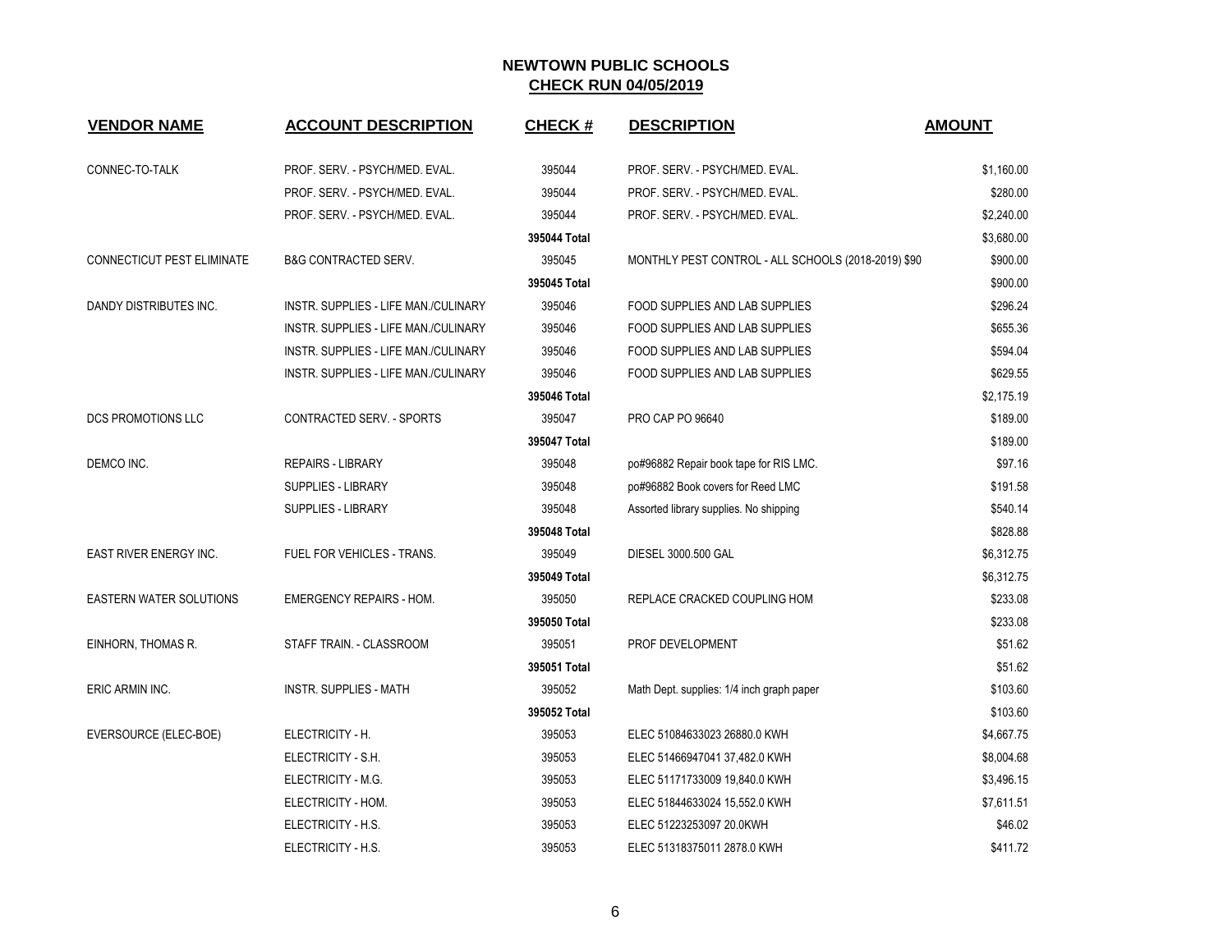## NEWTOWN PUBLIC SCHOOLS

**CHECK RUN 04/05/2019**

| VENDOR NAME | ACCOUNT DESCRIPTION | CHECK # | DESCRIPTION | AMOUNT |
|---|---|---|---|---|
| CONNEC-TO-TALK | PROF. SERV. - PSYCH/MED. EVAL. | 395044 | PROF. SERV. - PSYCH/MED. EVAL. | $1,160.00 |
| | PROF. SERV. - PSYCH/MED. EVAL. | 395044 | PROF. SERV. - PSYCH/MED. EVAL. | $280.00 |
| | PROF. SERV. - PSYCH/MED. EVAL. | 395044 | PROF. SERV. - PSYCH/MED. EVAL. | $2,240.00 |
| | | 395044 Total | | $3,680.00 |
| CONNECTICUT PEST ELIMINATE | B&G CONTRACTED SERV. | 395045 | MONTHLY PEST CONTROL - ALL SCHOOLS (2018-2019) $90 | $900.00 |
| | | 395045 Total | | $900.00 |
| DANDY DISTRIBUTES INC. | INSTR. SUPPLIES - LIFE MAN./CULINARY | 395046 | FOOD SUPPLIES AND LAB SUPPLIES | $296.24 |
| | INSTR. SUPPLIES - LIFE MAN./CULINARY | 395046 | FOOD SUPPLIES AND LAB SUPPLIES | $655.36 |
| | INSTR. SUPPLIES - LIFE MAN./CULINARY | 395046 | FOOD SUPPLIES AND LAB SUPPLIES | $594.04 |
| | INSTR. SUPPLIES - LIFE MAN./CULINARY | 395046 | FOOD SUPPLIES AND LAB SUPPLIES | $629.55 |
| | | 395046 Total | | $2,175.19 |
| DCS PROMOTIONS LLC | CONTRACTED SERV. - SPORTS | 395047 | PRO CAP PO 96640 | $189.00 |
| | | 395047 Total | | $189.00 |
| DEMCO INC. | REPAIRS - LIBRARY | 395048 | po#96882 Repair book tape for RIS LMC. | $97.16 |
| | SUPPLIES - LIBRARY | 395048 | po#96882 Book covers for Reed LMC | $191.58 |
| | SUPPLIES - LIBRARY | 395048 | Assorted library supplies. No shipping | $540.14 |
| | | 395048 Total | | $828.88 |
| EAST RIVER ENERGY INC. | FUEL FOR VEHICLES - TRANS. | 395049 | DIESEL 3000.500 GAL | $6,312.75 |
| | | 395049 Total | | $6,312.75 |
| EASTERN WATER SOLUTIONS | EMERGENCY REPAIRS - HOM. | 395050 | REPLACE CRACKED COUPLING HOM | $233.08 |
| | | 395050 Total | | $233.08 |
| EINHORN, THOMAS R. | STAFF TRAIN. - CLASSROOM | 395051 | PROF DEVELOPMENT | $51.62 |
| | | 395051 Total | | $51.62 |
| ERIC ARMIN INC. | INSTR. SUPPLIES - MATH | 395052 | Math Dept. supplies: 1/4 inch graph paper | $103.60 |
| | | 395052 Total | | $103.60 |
| EVERSOURCE (ELEC-BOE) | ELECTRICITY - H. | 395053 | ELEC 51084633023 26880.0 KWH | $4,667.75 |
| | ELECTRICITY - S.H. | 395053 | ELEC 51466947041 37,482.0 KWH | $8,004.68 |
| | ELECTRICITY - M.G. | 395053 | ELEC 51171733009 19,840.0 KWH | $3,496.15 |
| | ELECTRICITY - HOM. | 395053 | ELEC 51844633024 15,552.0 KWH | $7,611.51 |
| | ELECTRICITY - H.S. | 395053 | ELEC 51223253097 20.0KWH | $46.02 |
| | ELECTRICITY - H.S. | 395053 | ELEC 51318375011 2878.0 KWH | $411.72 |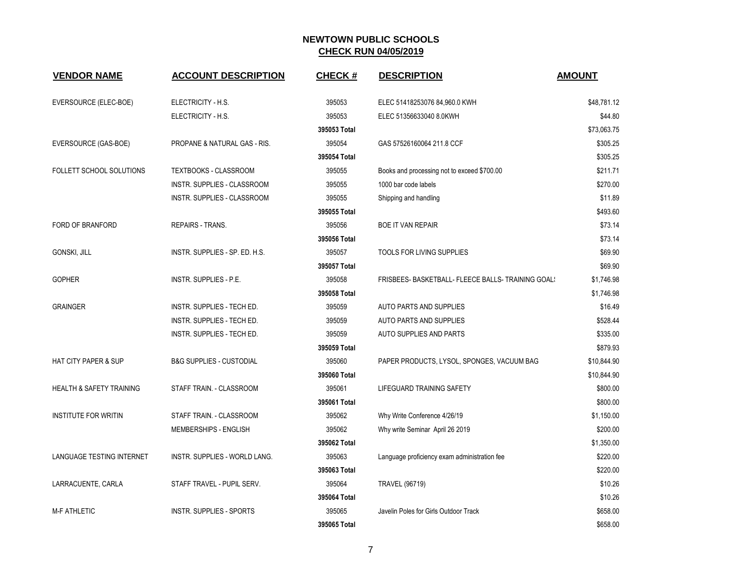# NEWTOWN PUBLIC SCHOOLS

## CHECK RUN 04/05/2019

| VENDOR NAME | ACCOUNT DESCRIPTION | CHECK # | DESCRIPTION | AMOUNT |
|---|---|---|---|---|
| EVERSOURCE (ELEC-BOE) | ELECTRICITY - H.S. | 395053 | ELEC 51418253076 84,960.0 KWH | $48,781.12 |
| | ELECTRICITY - H.S. | 395053 | ELEC 51356633040 8.0KWH | $44.80 |
| | | **395053 Total** | | $73,063.75 |
| EVERSOURCE (GAS-BOE) | PROPANE & NATURAL GAS - RIS. | 395054 | GAS 57526160064 211.8 CCF | $305.25 |
| | | **395054 Total** | | $305.25 |
| FOLLETT SCHOOL SOLUTIONS | TEXTBOOKS - CLASSROOM | 395055 | Books and processing not to exceed $700.00 | $211.71 |
| | INSTR. SUPPLIES - CLASSROOM | 395055 | 1000 bar code labels | $270.00 |
| | INSTR. SUPPLIES - CLASSROOM | 395055 | Shipping and handling | $11.89 |
| | | **395055 Total** | | $493.60 |
| FORD OF BRANFORD | REPAIRS - TRANS. | 395056 | BOE IT VAN REPAIR | $73.14 |
| | | **395056 Total** | | $73.14 |
| GONSKI, JILL | INSTR. SUPPLIES - SP. ED. H.S. | 395057 | TOOLS FOR LIVING SUPPLIES | $69.90 |
| | | **395057 Total** | | $69.90 |
| GOPHER | INSTR. SUPPLIES - P.E. | 395058 | FRISBEES- BASKETBALL- FLEECE BALLS- TRAINING GOAL! | $1,746.98 |
| | | **395058 Total** | | $1,746.98 |
| GRAINGER | INSTR. SUPPLIES - TECH ED. | 395059 | AUTO PARTS AND SUPPLIES | $16.49 |
| | INSTR. SUPPLIES - TECH ED. | 395059 | AUTO PARTS AND SUPPLIES | $528.44 |
| | INSTR. SUPPLIES - TECH ED. | 395059 | AUTO SUPPLIES AND PARTS | $335.00 |
| | | **395059 Total** | | $879.93 |
| HAT CITY PAPER & SUP | B&G SUPPLIES - CUSTODIAL | 395060 | PAPER PRODUCTS, LYSOL, SPONGES, VACUUM BAG | $10,844.90 |
| | | **395060 Total** | | $10,844.90 |
| HEALTH & SAFETY TRAINING | STAFF TRAIN. - CLASSROOM | 395061 | LIFEGUARD TRAINING SAFETY | $800.00 |
| | | **395061 Total** | | $800.00 |
| INSTITUTE FOR WRITIN | STAFF TRAIN. - CLASSROOM | 395062 | Why Write Conference 4/26/19 | $1,150.00 |
| | MEMBERSHIPS - ENGLISH | 395062 | Why write Seminar April 26 2019 | $200.00 |
| | | **395062 Total** | | $1,350.00 |
| LANGUAGE TESTING INTERNET | INSTR. SUPPLIES - WORLD LANG. | 395063 | Language proficiency exam administration fee | $220.00 |
| | | **395063 Total** | | $220.00 |
| LARRACUENTE, CARLA | STAFF TRAVEL - PUPIL SERV. | 395064 | TRAVEL (96719) | $10.26 |
| | | **395064 Total** | | $10.26 |
| M-F ATHLETIC | INSTR. SUPPLIES - SPORTS | 395065 | Javelin Poles for Girls Outdoor Track | $658.00 |
| | | **395065 Total** | | $658.00 |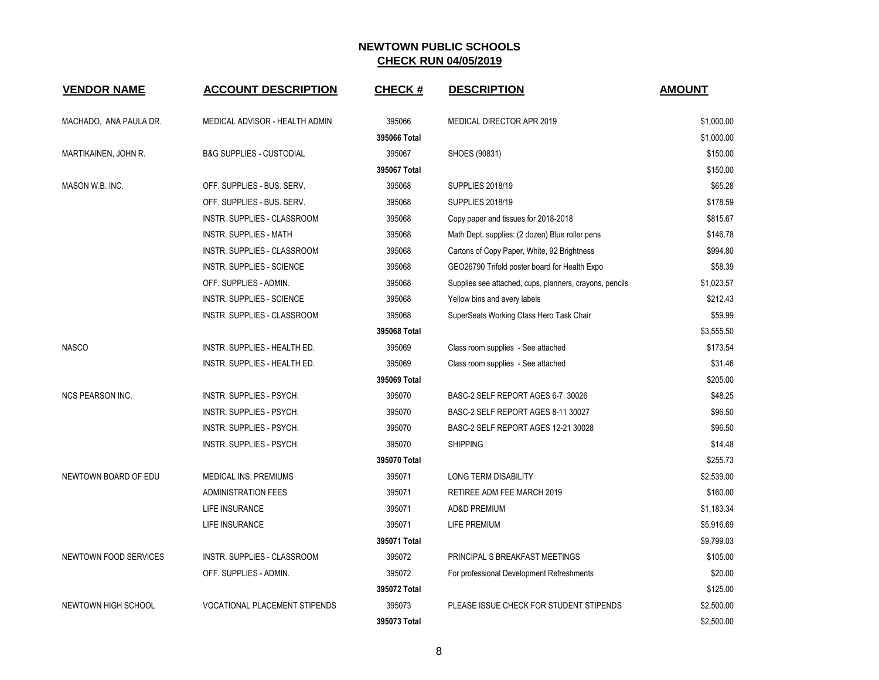# NEWTOWN PUBLIC SCHOOLS

## CHECK RUN 04/05/2019

| VENDOR NAME | ACCOUNT DESCRIPTION | CHECK # | DESCRIPTION | AMOUNT |
|---|---|---|---|---|
| MACHADO, ANA PAULA DR. | MEDICAL ADVISOR - HEALTH ADMIN | 395066 | MEDICAL DIRECTOR APR 2019 | $1,000.00 |
| | | **395066 Total** | | $1,000.00 |
| MARTIKAINEN, JOHN R. | B&G SUPPLIES - CUSTODIAL | 395067 | SHOES (90831) | $150.00 |
| | | **395067 Total** | | $150.00 |
| MASON W.B. INC. | OFF. SUPPLIES - BUS. SERV. | 395068 | SUPPLIES 2018/19 | $65.28 |
| | OFF. SUPPLIES - BUS. SERV. | 395068 | SUPPLIES 2018/19 | $178.59 |
| | INSTR. SUPPLIES - CLASSROOM | 395068 | Copy paper and tissues for 2018-2018 | $815.67 |
| | INSTR. SUPPLIES - MATH | 395068 | Math Dept. supplies: (2 dozen) Blue roller pens | $146.78 |
| | INSTR. SUPPLIES - CLASSROOM | 395068 | Cartons of Copy Paper, White, 92 Brightness | $994.80 |
| | INSTR. SUPPLIES - SCIENCE | 395068 | GEO26790 Trifold poster board for Health Expo | $58.39 |
| | OFF. SUPPLIES - ADMIN. | 395068 | Supplies see attached, cups, planners, crayons, pencils | $1,023.57 |
| | INSTR. SUPPLIES - SCIENCE | 395068 | Yellow bins and avery labels | $212.43 |
| | INSTR. SUPPLIES - CLASSROOM | 395068 | SuperSeats Working Class Hero Task Chair | $59.99 |
| | | **395068 Total** | | $3,555.50 |
| NASCO | INSTR. SUPPLIES - HEALTH ED. | 395069 | Class room supplies - See attached | $173.54 |
| | INSTR. SUPPLIES - HEALTH ED. | 395069 | Class room supplies - See attached | $31.46 |
| | | **395069 Total** | | $205.00 |
| NCS PEARSON INC. | INSTR. SUPPLIES - PSYCH. | 395070 | BASC-2 SELF REPORT AGES 6-7 30026 | $48.25 |
| | INSTR. SUPPLIES - PSYCH. | 395070 | BASC-2 SELF REPORT AGES 8-11 30027 | $96.50 |
| | INSTR. SUPPLIES - PSYCH. | 395070 | BASC-2 SELF REPORT AGES 12-21 30028 | $96.50 |
| | INSTR. SUPPLIES - PSYCH. | 395070 | SHIPPING | $14.48 |
| | | **395070 Total** | | $255.73 |
| NEWTOWN BOARD OF EDU | MEDICAL INS. PREMIUMS | 395071 | LONG TERM DISABILITY | $2,539.00 |
| | ADMINISTRATION FEES | 395071 | RETIREE ADM FEE MARCH 2019 | $160.00 |
| | LIFE INSURANCE | 395071 | AD&D PREMIUM | $1,183.34 |
| | LIFE INSURANCE | 395071 | LIFE PREMIUM | $5,916.69 |
| | | **395071 Total** | | $9,799.03 |
| NEWTOWN FOOD SERVICES | INSTR. SUPPLIES - CLASSROOM | 395072 | PRINCIPAL S BREAKFAST MEETINGS | $105.00 |
| | OFF. SUPPLIES - ADMIN. | 395072 | For professional Development Refreshments | $20.00 |
| | | **395072 Total** | | $125.00 |
| NEWTOWN HIGH SCHOOL | VOCATIONAL PLACEMENT STIPENDS | 395073 | PLEASE ISSUE CHECK FOR STUDENT STIPENDS | $2,500.00 |
| | | **395073 Total** | | $2,500.00 |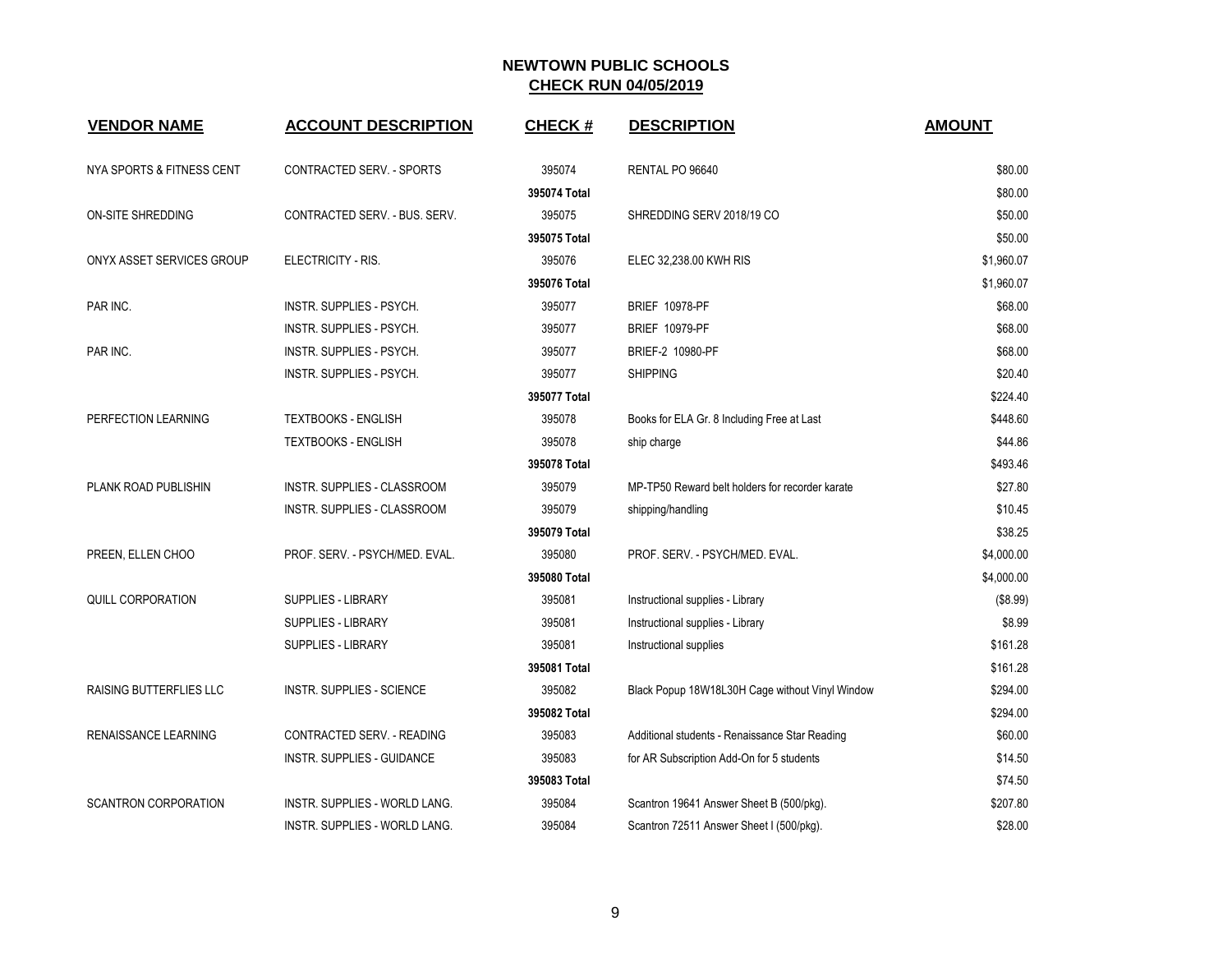## NEWTOWN PUBLIC SCHOOLS
## CHECK RUN 04/05/2019

| VENDOR NAME | ACCOUNT DESCRIPTION | CHECK # | DESCRIPTION | AMOUNT |
|---|---|---|---|---|
| NYA SPORTS & FITNESS CENT | CONTRACTED SERV. - SPORTS | 395074 | RENTAL PO 96640 | $80.00 |
| | | 395074 Total | | $80.00 |
| ON-SITE SHREDDING | CONTRACTED SERV. - BUS. SERV. | 395075 | SHREDDING SERV 2018/19 CO | $50.00 |
| | | 395075 Total | | $50.00 |
| ONYX ASSET SERVICES GROUP | ELECTRICITY - RIS. | 395076 | ELEC 32,238.00 KWH RIS | $1,960.07 |
| | | 395076 Total | | $1,960.07 |
| PAR INC. | INSTR. SUPPLIES - PSYCH. | 395077 | BRIEF 10978-PF | $68.00 |
| | INSTR. SUPPLIES - PSYCH. | 395077 | BRIEF 10979-PF | $68.00 |
| PAR INC. | INSTR. SUPPLIES - PSYCH. | 395077 | BRIEF-2 10980-PF | $68.00 |
| | INSTR. SUPPLIES - PSYCH. | 395077 | SHIPPING | $20.40 |
| | | 395077 Total | | $224.40 |
| PERFECTION LEARNING | TEXTBOOKS - ENGLISH | 395078 | Books for ELA Gr. 8 Including Free at Last | $448.60 |
| | TEXTBOOKS - ENGLISH | 395078 | ship charge | $44.86 |
| | | 395078 Total | | $493.46 |
| PLANK ROAD PUBLISHIN | INSTR. SUPPLIES - CLASSROOM | 395079 | MP-TP50 Reward belt holders for recorder karate | $27.80 |
| | INSTR. SUPPLIES - CLASSROOM | 395079 | shipping/handling | $10.45 |
| | | 395079 Total | | $38.25 |
| PREEN, ELLEN CHOO | PROF. SERV. - PSYCH/MED. EVAL. | 395080 | PROF. SERV. - PSYCH/MED. EVAL. | $4,000.00 |
| | | 395080 Total | | $4,000.00 |
| QUILL CORPORATION | SUPPLIES - LIBRARY | 395081 | Instructional supplies - Library | ($8.99) |
| | SUPPLIES - LIBRARY | 395081 | Instructional supplies - Library | $8.99 |
| | SUPPLIES - LIBRARY | 395081 | Instructional supplies | $161.28 |
| | | 395081 Total | | $161.28 |
| RAISING BUTTERFLIES LLC | INSTR. SUPPLIES - SCIENCE | 395082 | Black Popup 18W18L30H Cage without Vinyl Window | $294.00 |
| | | 395082 Total | | $294.00 |
| RENAISSANCE LEARNING | CONTRACTED SERV. - READING | 395083 | Additional students - Renaissance Star Reading | $60.00 |
| | INSTR. SUPPLIES - GUIDANCE | 395083 | for AR Subscription Add-On for 5 students | $14.50 |
| | | 395083 Total | | $74.50 |
| SCANTRON CORPORATION | INSTR. SUPPLIES - WORLD LANG. | 395084 | Scantron 19641 Answer Sheet B (500/pkg). | $207.80 |
| | INSTR. SUPPLIES - WORLD LANG. | 395084 | Scantron 72511 Answer Sheet I (500/pkg). | $28.00 |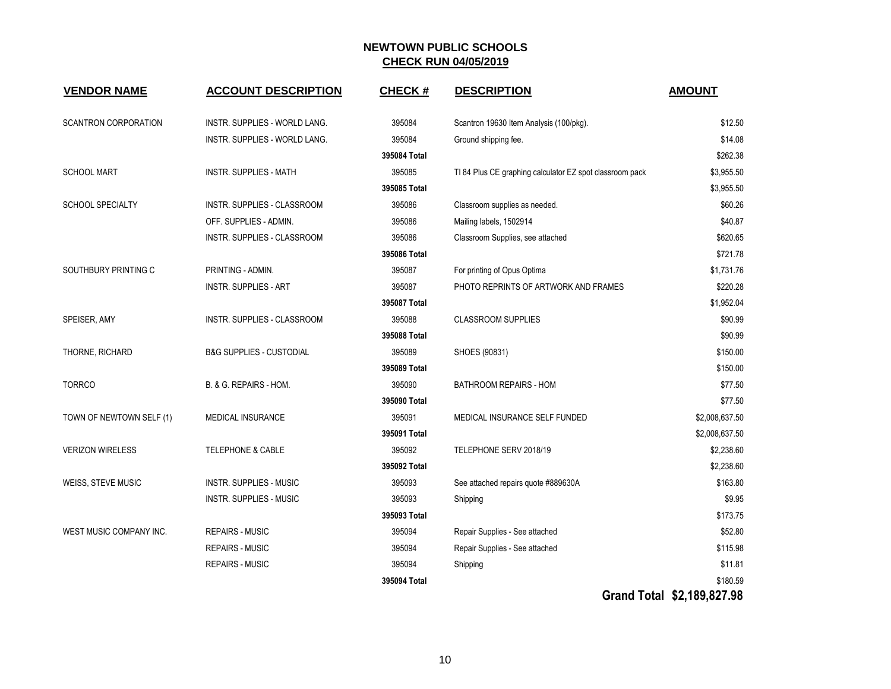# NEWTOWN PUBLIC SCHOOLS

## CHECK RUN 04/05/2019

| VENDOR NAME | ACCOUNT DESCRIPTION | CHECK # | DESCRIPTION | AMOUNT |
|---|---|---|---|---|
| SCANTRON CORPORATION | INSTR. SUPPLIES - WORLD LANG. | 395084 | Scantron 19630 Item Analysis (100/pkg). | $12.50 |
| | INSTR. SUPPLIES - WORLD LANG. | 395084 | Ground shipping fee. | $14.08 |
| | | **395084 Total** | | $262.38 |
| SCHOOL MART | INSTR. SUPPLIES - MATH | 395085 | TI 84 Plus CE graphing calculator EZ spot classroom pack | $3,955.50 |
| | | **395085 Total** | | $3,955.50 |
| SCHOOL SPECIALTY | INSTR. SUPPLIES - CLASSROOM | 395086 | Classroom supplies as needed. | $60.26 |
| | OFF. SUPPLIES - ADMIN. | 395086 | Mailing labels, 1502914 | $40.87 |
| | INSTR. SUPPLIES - CLASSROOM | 395086 | Classroom Supplies, see attached | $620.65 |
| | | **395086 Total** | | $721.78 |
| SOUTHBURY PRINTING C | PRINTING - ADMIN. | 395087 | For printing of Opus Optima | $1,731.76 |
| | INSTR. SUPPLIES - ART | 395087 | PHOTO REPRINTS OF ARTWORK AND FRAMES | $220.28 |
| | | **395087 Total** | | $1,952.04 |
| SPEISER, AMY | INSTR. SUPPLIES - CLASSROOM | 395088 | CLASSROOM SUPPLIES | $90.99 |
| | | **395088 Total** | | $90.99 |
| THORNE, RICHARD | B&G SUPPLIES - CUSTODIAL | 395089 | SHOES (90831) | $150.00 |
| | | **395089 Total** | | $150.00 |
| TORRCO | B. & G. REPAIRS - HOM. | 395090 | BATHROOM REPAIRS - HOM | $77.50 |
| | | **395090 Total** | | $77.50 |
| TOWN OF NEWTOWN SELF (1) | MEDICAL INSURANCE | 395091 | MEDICAL INSURANCE SELF FUNDED | $2,008,637.50 |
| | | **395091 Total** | | $2,008,637.50 |
| VERIZON WIRELESS | TELEPHONE & CABLE | 395092 | TELEPHONE SERV 2018/19 | $2,238.60 |
| | | **395092 Total** | | $2,238.60 |
| WEISS, STEVE MUSIC | INSTR. SUPPLIES - MUSIC | 395093 | See attached repairs quote #889630A | $163.80 |
| | INSTR. SUPPLIES - MUSIC | 395093 | Shipping | $9.95 |
| | | **395093 Total** | | $173.75 |
| WEST MUSIC COMPANY INC. | REPAIRS - MUSIC | 395094 | Repair Supplies - See attached | $52.80 |
| | REPAIRS - MUSIC | 395094 | Repair Supplies - See attached | $115.98 |
| | REPAIRS - MUSIC | 395094 | Shipping | $11.81 |
| | | **395094 Total** | | $180.59 |
| | | | **Grand Total** | **$2,189,827.98** |